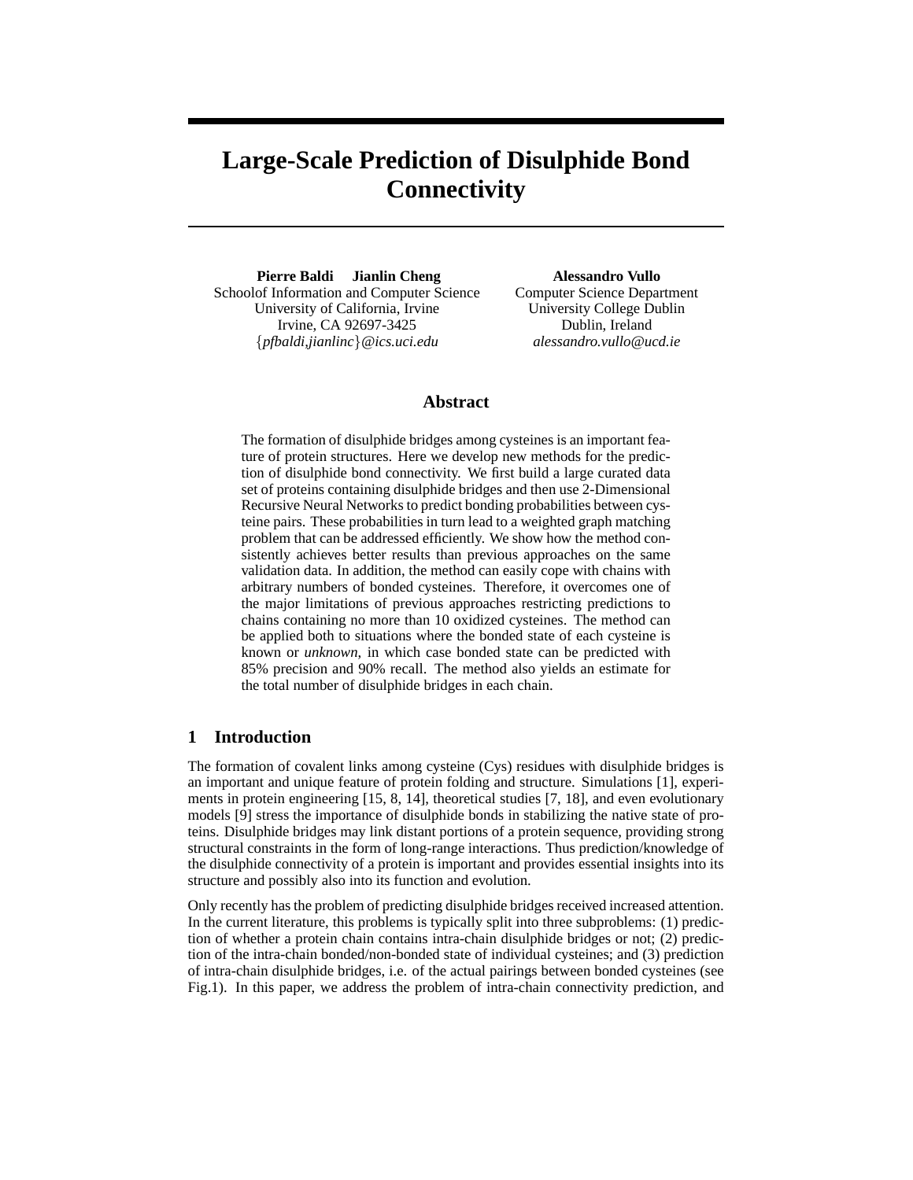# Large-Scale Prediction of Disulphide Bond Connectivity

**Pierre Baldi Jianlin Cheng**
Schoolof Information and Computer Science
University of California, Irvine
Irvine, CA 92697-3425
{*pfbaldi,jianlinc*}*@ics.uci.edu*

**Alessandro Vullo**
Computer Science Department
University College Dublin
Dublin, Ireland
*alessandro.vullo@ucd.ie*

## Abstract

The formation of disulphide bridges among cysteines is an important feature of protein structures. Here we develop new methods for the prediction of disulphide bond connectivity. We first build a large curated data set of proteins containing disulphide bridges and then use 2-Dimensional Recursive Neural Networks to predict bonding probabilities between cysteine pairs. These probabilities in turn lead to a weighted graph matching problem that can be addressed efficiently. We show how the method consistently achieves better results than previous approaches on the same validation data. In addition, the method can easily cope with chains with arbitrary numbers of bonded cysteines. Therefore, it overcomes one of the major limitations of previous approaches restricting predictions to chains containing no more than 10 oxidized cysteines. The method can be applied both to situations where the bonded state of each cysteine is known or *unknown*, in which case bonded state can be predicted with 85% precision and 90% recall. The method also yields an estimate for the total number of disulphide bridges in each chain.

## 1 Introduction

The formation of covalent links among cysteine (Cys) residues with disulphide bridges is an important and unique feature of protein folding and structure. Simulations [1], experiments in protein engineering [15, 8, 14], theoretical studies [7, 18], and even evolutionary models [9] stress the importance of disulphide bonds in stabilizing the native state of proteins. Disulphide bridges may link distant portions of a protein sequence, providing strong structural constraints in the form of long-range interactions. Thus prediction/knowledge of the disulphide connectivity of a protein is important and provides essential insights into its structure and possibly also into its function and evolution.

Only recently has the problem of predicting disulphide bridges received increased attention. In the current literature, this problems is typically split into three subproblems: (1) prediction of whether a protein chain contains intra-chain disulphide bridges or not; (2) prediction of the intra-chain bonded/non-bonded state of individual cysteines; and (3) prediction of intra-chain disulphide bridges, i.e. of the actual pairings between bonded cysteines (see Fig.1). In this paper, we address the problem of intra-chain connectivity prediction, and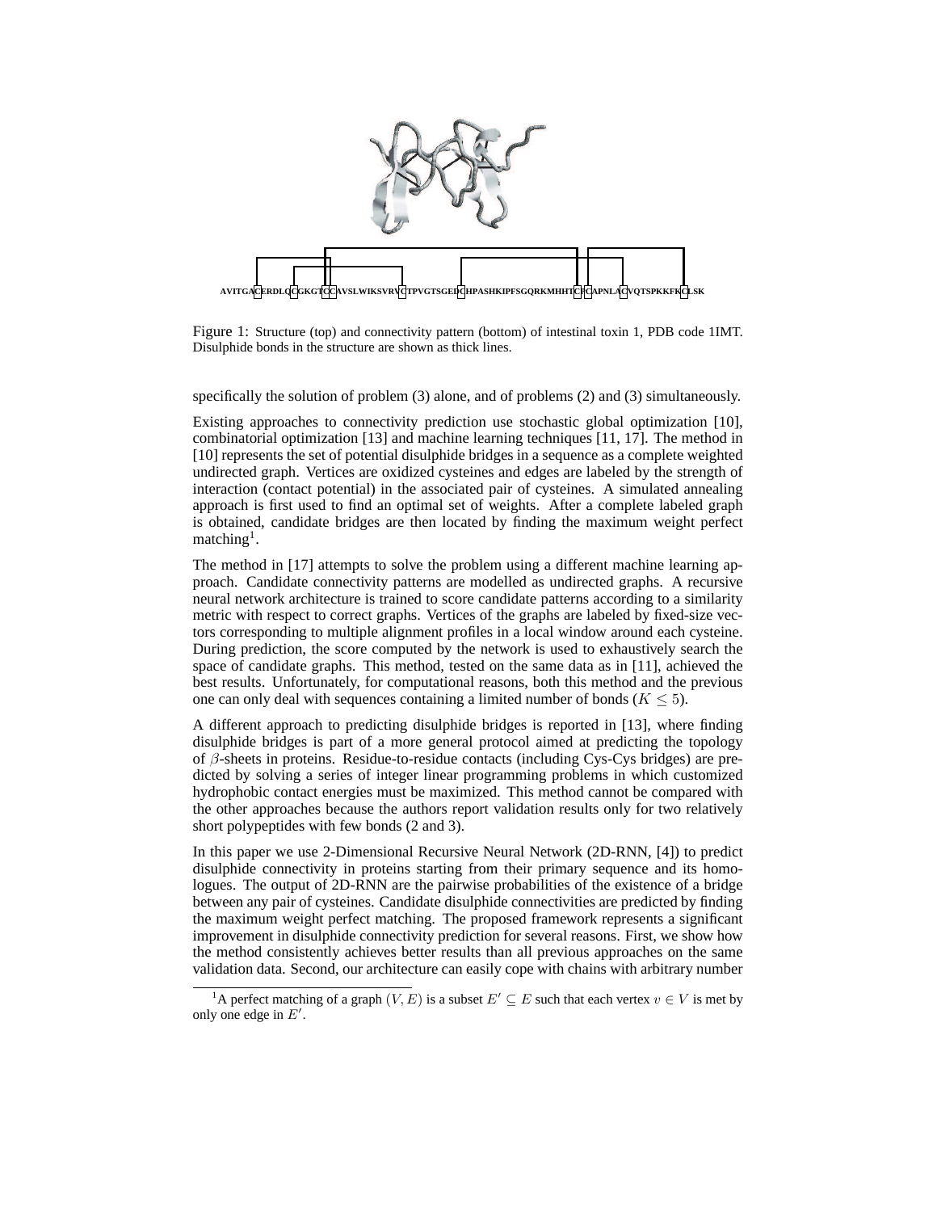Figure 1: Structure (top) and connectivity pattern (bottom) of intestinal toxin 1, PDB code 1IMT. Disulphide bonds in the structure are shown as thick lines.

specifically the solution of problem (3) alone, and of problems (2) and (3) simultaneously.

Existing approaches to connectivity prediction use stochastic global optimization [10], combinatorial optimization [13] and machine learning techniques [11, 17]. The method in [10] represents the set of potential disulphide bridges in a sequence as a complete weighted undirected graph. Vertices are oxidized cysteines and edges are labeled by the strength of interaction (contact potential) in the associated pair of cysteines. A simulated annealing approach is first used to find an optimal set of weights. After a complete labeled graph is obtained, candidate bridges are then located by finding the maximum weight perfect matching[1].

The method in [17] attempts to solve the problem using a different machine learning approach. Candidate connectivity patterns are modelled as undirected graphs. A recursive neural network architecture is trained to score candidate patterns according to a similarity metric with respect to correct graphs. Vertices of the graphs are labeled by fixed-size vectors corresponding to multiple alignment profiles in a local window around each cysteine. During prediction, the score computed by the network is used to exhaustively search the space of candidate graphs. This method, tested on the same data as in [11], achieved the best results. Unfortunately, for computational reasons, both this method and the previous one can only deal with sequences containing a limited number of bonds ($K \leq 5$).

A different approach to predicting disulphide bridges is reported in [13], where finding disulphide bridges is part of a more general protocol aimed at predicting the topology of $\beta$-sheets in proteins. Residue-to-residue contacts (including Cys-Cys bridges) are predicted by solving a series of integer linear programming problems in which customized hydrophobic contact energies must be maximized. This method cannot be compared with the other approaches because the authors report validation results only for two relatively short polypeptides with few bonds (2 and 3).

In this paper we use 2-Dimensional Recursive Neural Network (2D-RNN, [4]) to predict disulphide connectivity in proteins starting from their primary sequence and its homologues. The output of 2D-RNN are the pairwise probabilities of the existence of a bridge between any pair of cysteines. Candidate disulphide connectivities are predicted by finding the maximum weight perfect matching. The proposed framework represents a significant improvement in disulphide connectivity prediction for several reasons. First, we show how the method consistently achieves better results than all previous approaches on the same validation data. Second, our architecture can easily cope with chains with arbitrary number

[1] A perfect matching of a graph $(V, E)$ is a subset $E' \subseteq E$ such that each vertex $v \in V$ is met by only one edge in $E'$.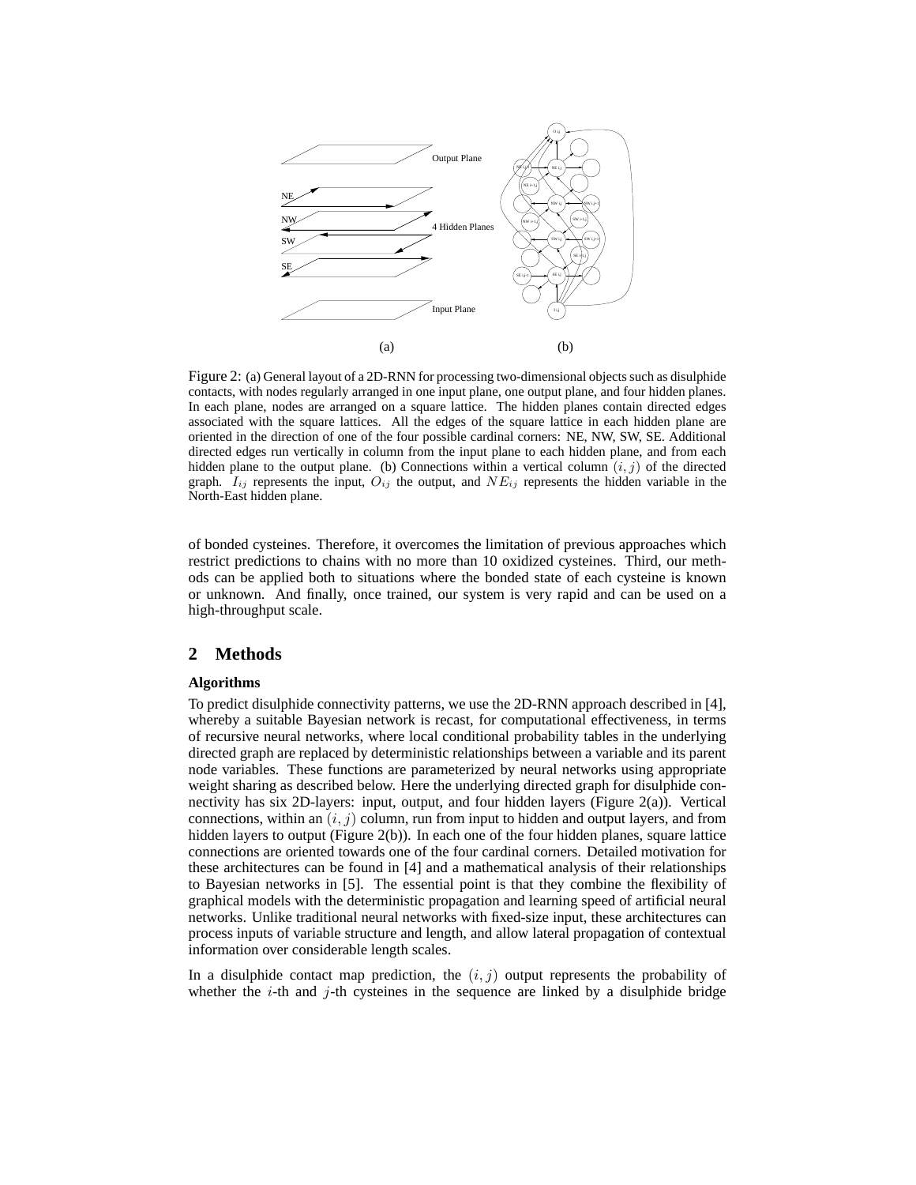Figure 2: (a) General layout of a 2D-RNN for processing two-dimensional objects such as disulphide contacts, with nodes regularly arranged in one input plane, one output plane, and four hidden planes. In each plane, nodes are arranged on a square lattice. The hidden planes contain directed edges associated with the square lattices. All the edges of the square lattice in each hidden plane are oriented in the direction of one of the four possible cardinal corners: NE, NW, SW, SE. Additional directed edges run vertically in column from the input plane to each hidden plane, and from each hidden plane to the output plane. (b) Connections within a vertical column $(i, j)$ of the directed graph. $I_{ij}$ represents the input, $O_{ij}$ the output, and $NE_{ij}$ represents the hidden variable in the North-East hidden plane.

of bonded cysteines. Therefore, it overcomes the limitation of previous approaches which restrict predictions to chains with no more than 10 oxidized cysteines. Third, our methods can be applied both to situations where the bonded state of each cysteine is known or unknown. And finally, once trained, our system is very rapid and can be used on a high-throughput scale.

## 2 Methods

**Algorithms**

To predict disulphide connectivity patterns, we use the 2D-RNN approach described in [4], whereby a suitable Bayesian network is recast, for computational effectiveness, in terms of recursive neural networks, where local conditional probability tables in the underlying directed graph are replaced by deterministic relationships between a variable and its parent node variables. These functions are parameterized by neural networks using appropriate weight sharing as described below. Here the underlying directed graph for disulphide connectivity has six 2D-layers: input, output, and four hidden layers (Figure 2(a)). Vertical connections, within an $(i, j)$ column, run from input to hidden and output layers, and from hidden layers to output (Figure 2(b)). In each one of the four hidden planes, square lattice connections are oriented towards one of the four cardinal corners. Detailed motivation for these architectures can be found in [4] and a mathematical analysis of their relationships to Bayesian networks in [5]. The essential point is that they combine the flexibility of graphical models with the deterministic propagation and learning speed of artificial neural networks. Unlike traditional neural networks with fixed-size input, these architectures can process inputs of variable structure and length, and allow lateral propagation of contextual information over considerable length scales.

In a disulphide contact map prediction, the $(i, j)$ output represents the probability of whether the $i$-th and $j$-th cysteines in the sequence are linked by a disulphide bridge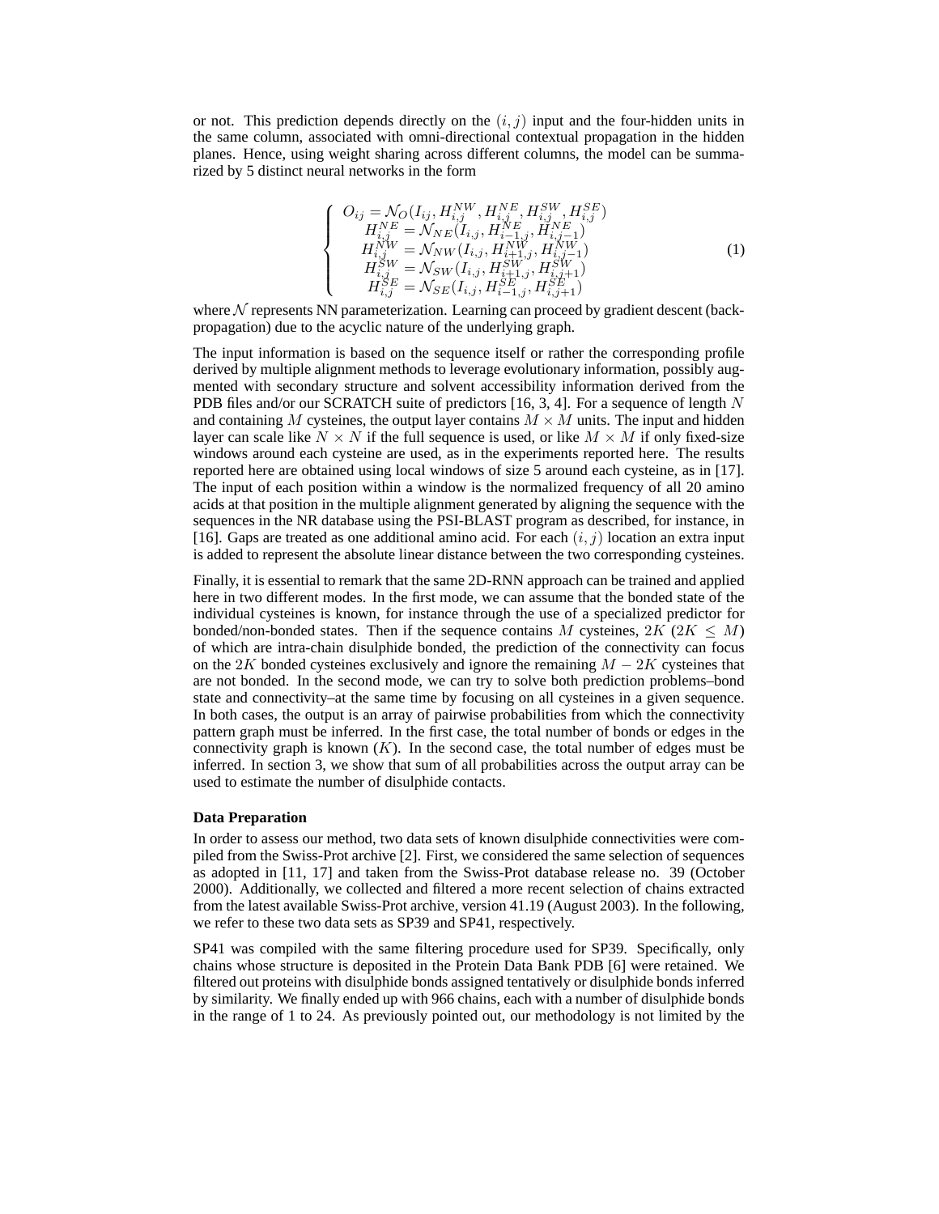or not. This prediction depends directly on the $(i,j)$ input and the four-hidden units in the same column, associated with omni-directional contextual propagation in the hidden planes. Hence, using weight sharing across different columns, the model can be summarized by 5 distinct neural networks in the form

$$
\left\{
\begin{array}{c}
O_{ij} = \mathcal{N}_O(I_{ij}, H^{NW}_{i,j}, H^{NE}_{i,j}, H^{SW}_{i,j}, H^{SE}_{i,j}) \\
H^{NE}_{i,j} = \mathcal{N}_{NE}(I_{i,j}, H^{NE}_{i-1,j}, H^{NE}_{i,j-1}) \\
H^{NW}_{i,j} = \mathcal{N}_{NW}(I_{i,j}, H^{NW}_{i+1,j}, H^{NW}_{i,j-1}) \\
H^{SW}_{i,j} = \mathcal{N}_{SW}(I_{i,j}, H^{SW}_{i+1,j}, H^{SW}_{i,j+1}) \\
H^{SE}_{i,j} = \mathcal{N}_{SE}(I_{i,j}, H^{SE}_{i-1,j}, H^{SE}_{i,j+1})
\end{array}
\right.
\tag{1}
$$

where $\mathcal{N}$ represents NN parameterization. Learning can proceed by gradient descent (back-propagation) due to the acyclic nature of the underlying graph.

The input information is based on the sequence itself or rather the corresponding profile derived by multiple alignment methods to leverage evolutionary information, possibly augmented with secondary structure and solvent accessibility information derived from the PDB files and/or our SCRATCH suite of predictors [16, 3, 4]. For a sequence of length $N$ and containing $M$ cysteines, the output layer contains $M \times M$ units. The input and hidden layer can scale like $N \times N$ if the full sequence is used, or like $M \times M$ if only fixed-size windows around each cysteine are used, as in the experiments reported here. The results reported here are obtained using local windows of size 5 around each cysteine, as in [17]. The input of each position within a window is the normalized frequency of all 20 amino acids at that position in the multiple alignment generated by aligning the sequence with the sequences in the NR database using the PSI-BLAST program as described, for instance, in [16]. Gaps are treated as one additional amino acid. For each $(i,j)$ location an extra input is added to represent the absolute linear distance between the two corresponding cysteines.

Finally, it is essential to remark that the same 2D-RNN approach can be trained and applied here in two different modes. In the first mode, we can assume that the bonded state of the individual cysteines is known, for instance through the use of a specialized predictor for bonded/non-bonded states. Then if the sequence contains $M$ cysteines, $2K$ ($2K \leq M$) of which are intra-chain disulphide bonded, the prediction of the connectivity can focus on the $2K$ bonded cysteines exclusively and ignore the remaining $M - 2K$ cysteines that are not bonded. In the second mode, we can try to solve both prediction problems–bond state and connectivity–at the same time by focusing on all cysteines in a given sequence. In both cases, the output is an array of pairwise probabilities from which the connectivity pattern graph must be inferred. In the first case, the total number of bonds or edges in the connectivity graph is known ($K$). In the second case, the total number of edges must be inferred. In section 3, we show that sum of all probabilities across the output array can be used to estimate the number of disulphide contacts.

**Data Preparation**

In order to assess our method, two data sets of known disulphide connectivities were compiled from the Swiss-Prot archive [2]. First, we considered the same selection of sequences as adopted in [11, 17] and taken from the Swiss-Prot database release no. 39 (October 2000). Additionally, we collected and filtered a more recent selection of chains extracted from the latest available Swiss-Prot archive, version 41.19 (August 2003). In the following, we refer to these two data sets as SP39 and SP41, respectively.

SP41 was compiled with the same filtering procedure used for SP39. Specifically, only chains whose structure is deposited in the Protein Data Bank PDB [6] were retained. We filtered out proteins with disulphide bonds assigned tentatively or disulphide bonds inferred by similarity. We finally ended up with 966 chains, each with a number of disulphide bonds in the range of 1 to 24. As previously pointed out, our methodology is not limited by the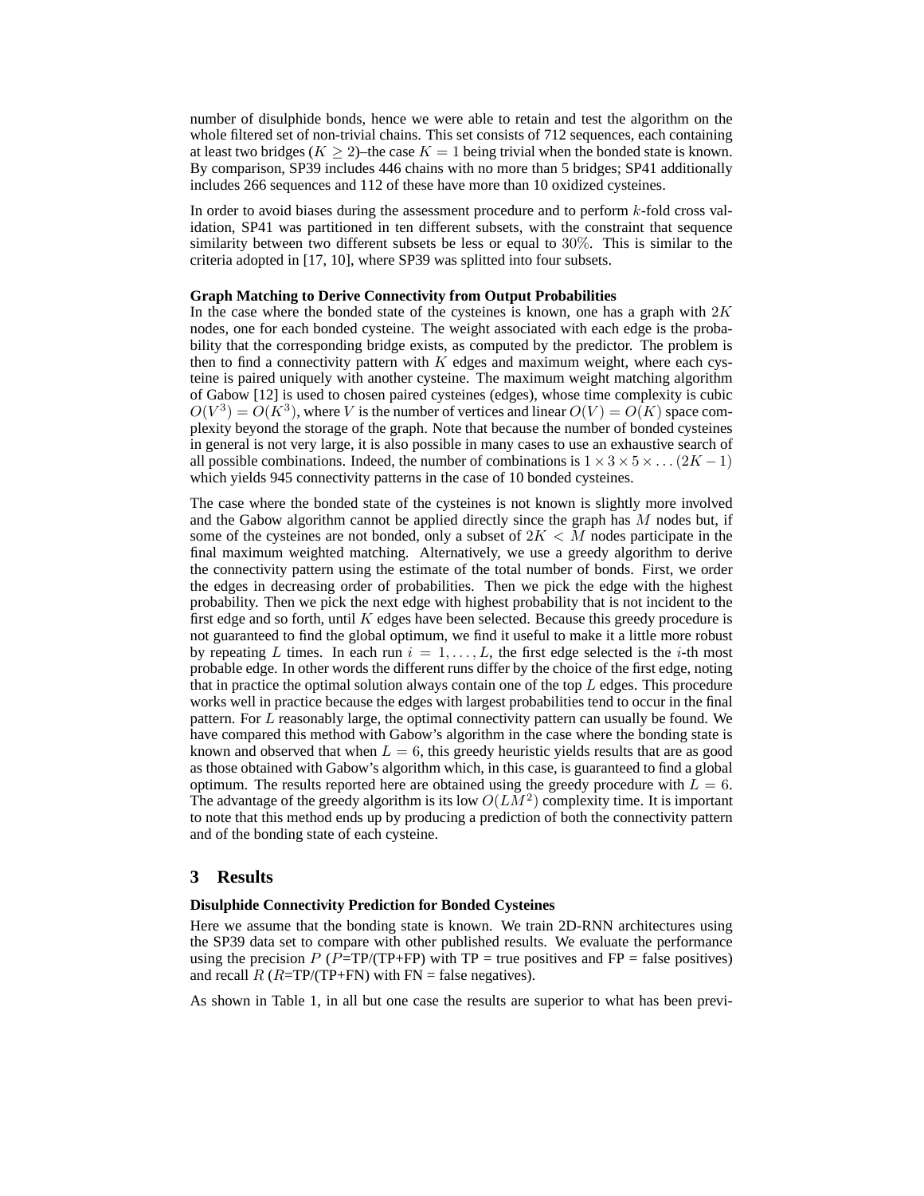number of disulphide bonds, hence we were able to retain and test the algorithm on the whole filtered set of non-trivial chains. This set consists of 712 sequences, each containing at least two bridges ($K \geq 2$)–the case $K = 1$ being trivial when the bonded state is known. By comparison, SP39 includes 446 chains with no more than 5 bridges; SP41 additionally includes 266 sequences and 112 of these have more than 10 oxidized cysteines.

In order to avoid biases during the assessment procedure and to perform $k$-fold cross validation, SP41 was partitioned in ten different subsets, with the constraint that sequence similarity between two different subsets be less or equal to $30\%$. This is similar to the criteria adopted in [17, 10], where SP39 was splitted into four subsets.

**Graph Matching to Derive Connectivity from Output Probabilities**

In the case where the bonded state of the cysteines is known, one has a graph with $2K$ nodes, one for each bonded cysteine. The weight associated with each edge is the probability that the corresponding bridge exists, as computed by the predictor. The problem is then to find a connectivity pattern with $K$ edges and maximum weight, where each cysteine is paired uniquely with another cysteine. The maximum weight matching algorithm of Gabow [12] is used to chosen paired cysteines (edges), whose time complexity is cubic $O(V^3) = O(K^3)$, where $V$ is the number of vertices and linear $O(V) = O(K)$ space complexity beyond the storage of the graph. Note that because the number of bonded cysteines in general is not very large, it is also possible in many cases to use an exhaustive search of all possible combinations. Indeed, the number of combinations is $1 \times 3 \times 5 \times \ldots (2K - 1)$ which yields 945 connectivity patterns in the case of 10 bonded cysteines.

The case where the bonded state of the cysteines is not known is slightly more involved and the Gabow algorithm cannot be applied directly since the graph has $M$ nodes but, if some of the cysteines are not bonded, only a subset of $2K < M$ nodes participate in the final maximum weighted matching. Alternatively, we use a greedy algorithm to derive the connectivity pattern using the estimate of the total number of bonds. First, we order the edges in decreasing order of probabilities. Then we pick the edge with the highest probability. Then we pick the next edge with highest probability that is not incident to the first edge and so forth, until $K$ edges have been selected. Because this greedy procedure is not guaranteed to find the global optimum, we find it useful to make it a little more robust by repeating $L$ times. In each run $i = 1, \ldots, L$, the first edge selected is the $i$-th most probable edge. In other words the different runs differ by the choice of the first edge, noting that in practice the optimal solution always contain one of the top $L$ edges. This procedure works well in practice because the edges with largest probabilities tend to occur in the final pattern. For $L$ reasonably large, the optimal connectivity pattern can usually be found. We have compared this method with Gabow's algorithm in the case where the bonding state is known and observed that when $L = 6$, this greedy heuristic yields results that are as good as those obtained with Gabow's algorithm which, in this case, is guaranteed to find a global optimum. The results reported here are obtained using the greedy procedure with $L = 6$. The advantage of the greedy algorithm is its low $O(LM^2)$ complexity time. It is important to note that this method ends up by producing a prediction of both the connectivity pattern and of the bonding state of each cysteine.

## 3 Results

**Disulphide Connectivity Prediction for Bonded Cysteines**

Here we assume that the bonding state is known. We train 2D-RNN architectures using the SP39 data set to compare with other published results. We evaluate the performance using the precision $P$ ($P$=TP/(TP+FP) with TP = true positives and FP = false positives) and recall $R$ ($R$=TP/(TP+FN) with FN = false negatives).

As shown in Table 1, in all but one case the results are superior to what has been previ-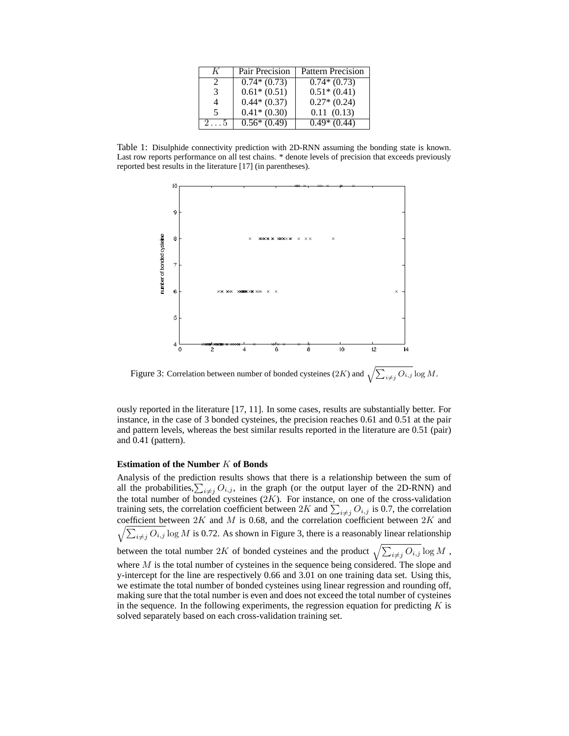| $K$ | Pair Precision | Pattern Precision |
|---|---|---|
| 2 | 0.74* (0.73) | 0.74* (0.73) |
| 3 | 0.61* (0.51) | 0.51* (0.41) |
| 4 | 0.44* (0.37) | 0.27* (0.24) |
| 5 | 0.41* (0.30) | 0.11 (0.13) |
| $2\ldots5$ | 0.56* (0.49) | 0.49* (0.44) |

Table 1: Disulphide connectivity prediction with 2D-RNN assuming the bonding state is known. Last row reports performance on all test chains. * denote levels of precision that exceeds previously reported best results in the literature [17] (in parentheses).

Figure 3: Correlation between number of bonded cysteines ($2K$) and $\sqrt{\sum_{i\neq j} O_{i,j}} \log M$.

ously reported in the literature [17, 11]. In some cases, results are substantially better. For instance, in the case of 3 bonded cysteines, the precision reaches 0.61 and 0.51 at the pair and pattern levels, whereas the best similar results reported in the literature are 0.51 (pair) and 0.41 (pattern).

**Estimation of the Number $K$ of Bonds**

Analysis of the prediction results shows that there is a relationship between the sum of all the probabilities, $\sum_{i\neq j} O_{i,j}$, in the graph (or the output layer of the 2D-RNN) and the total number of bonded cysteines ($2K$). For instance, on one of the cross-validation training sets, the correlation coefficient between $2K$ and $\sum_{i\neq j} O_{i,j}$ is 0.7, the correlation coefficient between $2K$ and $M$ is 0.68, and the correlation coefficient between $2K$ and $\sqrt{\sum_{i\neq j} O_{i,j}} \log M$ is 0.72. As shown in Figure 3, there is a reasonably linear relationship between the total number $2K$ of bonded cysteines and the product $\sqrt{\sum_{i\neq j} O_{i,j}} \log M$, where $M$ is the total number of cysteines in the sequence being considered. The slope and y-intercept for the line are respectively 0.66 and 3.01 on one training data set. Using this, we estimate the total number of bonded cysteines using linear regression and rounding off, making sure that the total number is even and does not exceed the total number of cysteines in the sequence. In the following experiments, the regression equation for predicting $K$ is solved separately based on each cross-validation training set.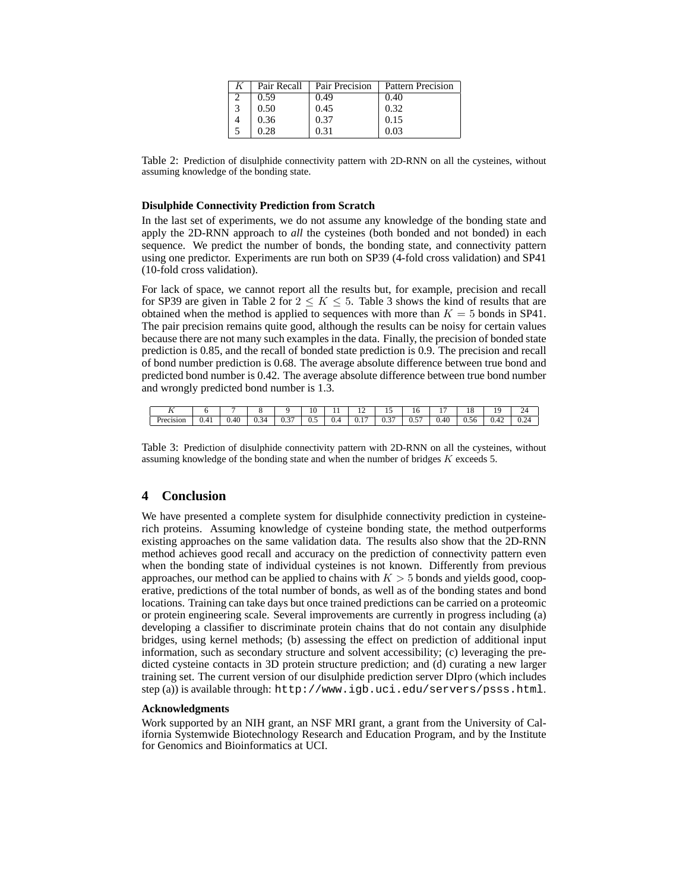| $K$ | Pair Recall | Pair Precision | Pattern Precision |
|---|---|---|---|
| 2 | 0.59 | 0.49 | 0.40 |
| 3 | 0.50 | 0.45 | 0.32 |
| 4 | 0.36 | 0.37 | 0.15 |
| 5 | 0.28 | 0.31 | 0.03 |

Table 2: Prediction of disulphide connectivity pattern with 2D-RNN on all the cysteines, without assuming knowledge of the bonding state.

**Disulphide Connectivity Prediction from Scratch**

In the last set of experiments, we do not assume any knowledge of the bonding state and apply the 2D-RNN approach to *all* the cysteines (both bonded and not bonded) in each sequence. We predict the number of bonds, the bonding state, and connectivity pattern using one predictor. Experiments are run both on SP39 (4-fold cross validation) and SP41 (10-fold cross validation).

For lack of space, we cannot report all the results but, for example, precision and recall for SP39 are given in Table 2 for $2 \leq K \leq 5$. Table 3 shows the kind of results that are obtained when the method is applied to sequences with more than $K = 5$ bonds in SP41. The pair precision remains quite good, although the results can be noisy for certain values because there are not many such examples in the data. Finally, the precision of bonded state prediction is 0.85, and the recall of bonded state prediction is 0.9. The precision and recall of bond number prediction is 0.68. The average absolute difference between true bond and predicted bond number is 0.42. The average absolute difference between true bond number and wrongly predicted bond number is 1.3.

| $K$ | 6 | 7 | 8 | 9 | 10 | 11 | 12 | 15 | 16 | 17 | 18 | 19 | 24 |
|---|---|---|---|---|---|---|---|---|---|---|---|---|---|
| Precision | 0.41 | 0.40 | 0.34 | 0.37 | 0.5 | 0.4 | 0.17 | 0.37 | 0.57 | 0.40 | 0.56 | 0.42 | 0.24 |

Table 3: Prediction of disulphide connectivity pattern with 2D-RNN on all the cysteines, without assuming knowledge of the bonding state and when the number of bridges $K$ exceeds 5.

## 4 Conclusion

We have presented a complete system for disulphide connectivity prediction in cysteine-rich proteins. Assuming knowledge of cysteine bonding state, the method outperforms existing approaches on the same validation data. The results also show that the 2D-RNN method achieves good recall and accuracy on the prediction of connectivity pattern even when the bonding state of individual cysteines is not known. Differently from previous approaches, our method can be applied to chains with $K > 5$ bonds and yields good, cooperative, predictions of the total number of bonds, as well as of the bonding states and bond locations. Training can take days but once trained predictions can be carried on a proteomic or protein engineering scale. Several improvements are currently in progress including (a) developing a classifier to discriminate protein chains that do not contain any disulphide bridges, using kernel methods; (b) assessing the effect on prediction of additional input information, such as secondary structure and solvent accessibility; (c) leveraging the predicted cysteine contacts in 3D protein structure prediction; and (d) curating a new larger training set. The current version of our disulphide prediction server DIpro (which includes step (a)) is available through: `http://www.igb.uci.edu/servers/psss.html`.

**Acknowledgments**

Work supported by an NIH grant, an NSF MRI grant, a grant from the University of California Systemwide Biotechnology Research and Education Program, and by the Institute for Genomics and Bioinformatics at UCI.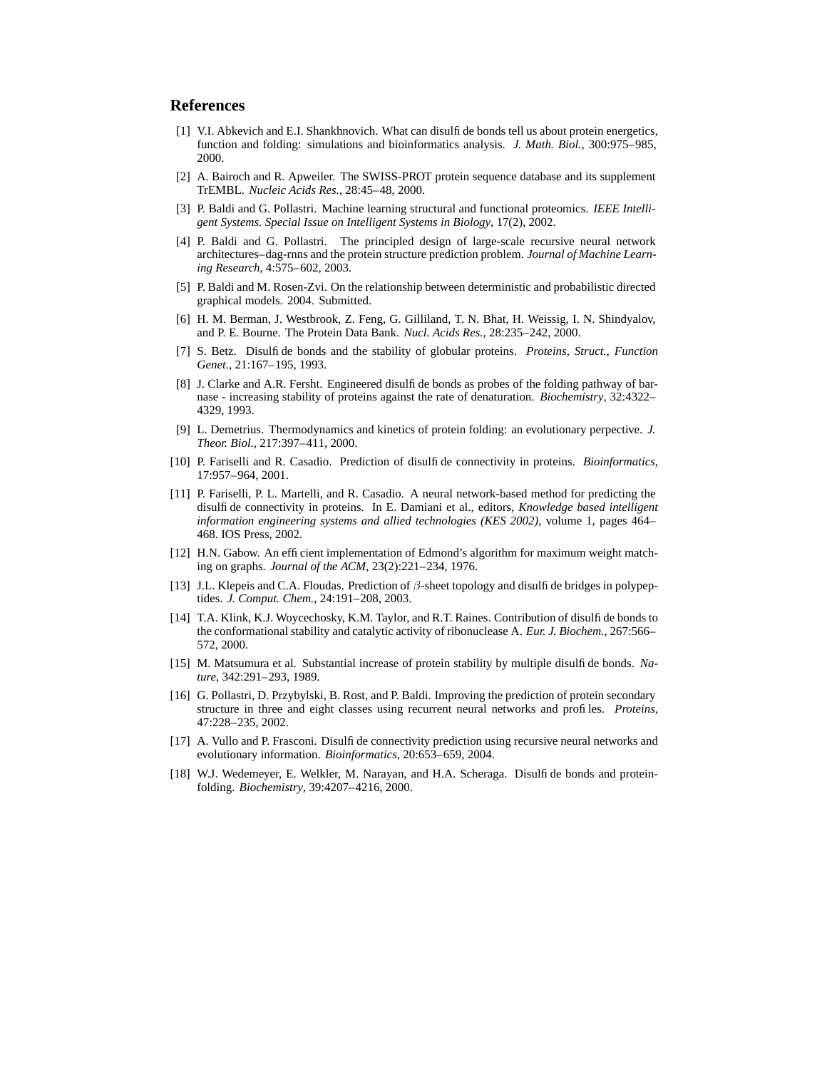## References

[1] V.I. Abkevich and E.I. Shankhnovich. What can disulfide bonds tell us about protein energetics, function and folding: simulations and bioinformatics analysis. *J. Math. Biol.*, 300:975–985, 2000.

[2] A. Bairoch and R. Apweiler. The SWISS-PROT protein sequence database and its supplement TrEMBL. *Nucleic Acids Res.*, 28:45–48, 2000.

[3] P. Baldi and G. Pollastri. Machine learning structural and functional proteomics. *IEEE Intelligent Systems. Special Issue on Intelligent Systems in Biology*, 17(2), 2002.

[4] P. Baldi and G. Pollastri. The principled design of large-scale recursive neural network architectures–dag-rnns and the protein structure prediction problem. *Journal of Machine Learning Research*, 4:575–602, 2003.

[5] P. Baldi and M. Rosen-Zvi. On the relationship between deterministic and probabilistic directed graphical models. 2004. Submitted.

[6] H. M. Berman, J. Westbrook, Z. Feng, G. Gilliland, T. N. Bhat, H. Weissig, I. N. Shindyalov, and P. E. Bourne. The Protein Data Bank. *Nucl. Acids Res.*, 28:235–242, 2000.

[7] S. Betz. Disulfide bonds and the stability of globular proteins. *Proteins, Struct., Function Genet.*, 21:167–195, 1993.

[8] J. Clarke and A.R. Fersht. Engineered disulfide bonds as probes of the folding pathway of barnase - increasing stability of proteins against the rate of denaturation. *Biochemistry*, 32:4322–4329, 1993.

[9] L. Demetrius. Thermodynamics and kinetics of protein folding: an evolutionary perpective. *J. Theor. Biol.*, 217:397–411, 2000.

[10] P. Fariselli and R. Casadio. Prediction of disulfide connectivity in proteins. *Bioinformatics*, 17:957–964, 2001.

[11] P. Fariselli, P. L. Martelli, and R. Casadio. A neural network-based method for predicting the disulfide connectivity in proteins. In E. Damiani et al., editors, *Knowledge based intelligent information engineering systems and allied technologies (KES 2002)*, volume 1, pages 464–468. IOS Press, 2002.

[12] H.N. Gabow. An efficient implementation of Edmond's algorithm for maximum weight matching on graphs. *Journal of the ACM*, 23(2):221–234, 1976.

[13] J.L. Klepeis and C.A. Floudas. Prediction of $\beta$-sheet topology and disulfide bridges in polypeptides. *J. Comput. Chem.*, 24:191–208, 2003.

[14] T.A. Klink, K.J. Woycechosky, K.M. Taylor, and R.T. Raines. Contribution of disulfide bonds to the conformational stability and catalytic activity of ribonuclease A. *Eur. J. Biochem.*, 267:566–572, 2000.

[15] M. Matsumura et al. Substantial increase of protein stability by multiple disulfide bonds. *Nature*, 342:291–293, 1989.

[16] G. Pollastri, D. Przybylski, B. Rost, and P. Baldi. Improving the prediction of protein secondary structure in three and eight classes using recurrent neural networks and profiles. *Proteins*, 47:228–235, 2002.

[17] A. Vullo and P. Frasconi. Disulfide connectivity prediction using recursive neural networks and evolutionary information. *Bioinformatics*, 20:653–659, 2004.

[18] W.J. Wedemeyer, E. Welkler, M. Narayan, and H.A. Scheraga. Disulfide bonds and protein-folding. *Biochemistry*, 39:4207–4216, 2000.